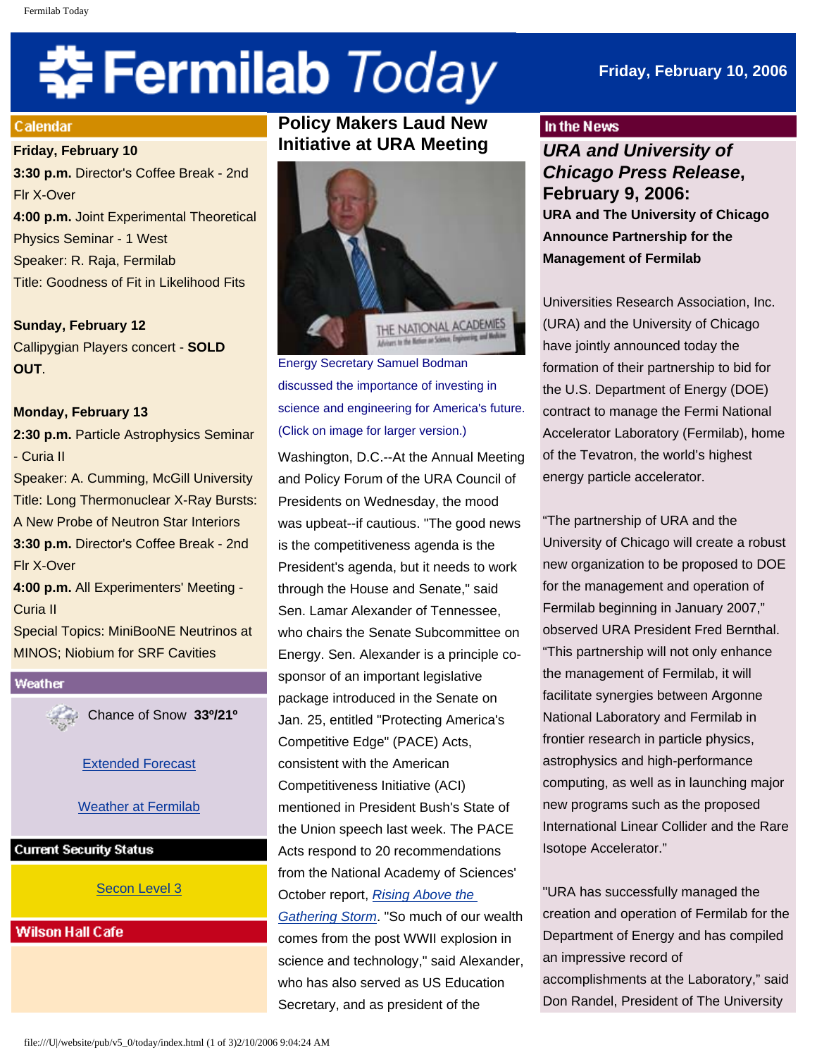# Fermilab Today

**Friday, February 10, 2006**

## Calendar

**Friday, February 10**
**3:30 p.m.** Director's Coffee Break - 2nd Flr X-Over
**4:00 p.m.** Joint Experimental Theoretical Physics Seminar - 1 West
Speaker: R. Raja, Fermilab
Title: Goodness of Fit in Likelihood Fits

**Sunday, February 12**
Callipygian Players concert - **SOLD OUT**.

**Monday, February 13**
**2:30 p.m.** Particle Astrophysics Seminar - Curia II
Speaker: A. Cumming, McGill University
Title: Long Thermonuclear X-Ray Bursts: A New Probe of Neutron Star Interiors
**3:30 p.m.** Director's Coffee Break - 2nd Flr X-Over
**4:00 p.m.** All Experimenters' Meeting - Curia II
Special Topics: MiniBooNE Neutrinos at MINOS; Niobium for SRF Cavities

## Weather

Chance of Snow **33º/21º**

Extended Forecast

Weather at Fermilab

## Current Security Status

Secon Level 3

## Wilson Hall Cafe

## Policy Makers Laud New Initiative at URA Meeting

Energy Secretary Samuel Bodman discussed the importance of investing in science and engineering for America's future. (Click on image for larger version.)

Washington, D.C.--At the Annual Meeting and Policy Forum of the URA Council of Presidents on Wednesday, the mood was upbeat--if cautious. "The good news is the competitiveness agenda is the President's agenda, but it needs to work through the House and Senate," said Sen. Lamar Alexander of Tennessee, who chairs the Senate Subcommittee on Energy. Sen. Alexander is a principle co-sponsor of an important legislative package introduced in the Senate on Jan. 25, entitled "Protecting America's Competitive Edge" (PACE) Acts, consistent with the American Competitiveness Initiative (ACI) mentioned in President Bush's State of the Union speech last week. The PACE Acts respond to 20 recommendations from the National Academy of Sciences' October report, *Rising Above the Gathering Storm*. "So much of our wealth comes from the post WWII explosion in science and technology," said Alexander, who has also served as US Education Secretary, and as president of the

## In the News

### *URA and University of Chicago Press Release*, February 9, 2006:

**URA and The University of Chicago Announce Partnership for the Management of Fermilab**

Universities Research Association, Inc. (URA) and the University of Chicago have jointly announced today the formation of their partnership to bid for the U.S. Department of Energy (DOE) contract to manage the Fermi National Accelerator Laboratory (Fermilab), home of the Tevatron, the world's highest energy particle accelerator.

"The partnership of URA and the University of Chicago will create a robust new organization to be proposed to DOE for the management and operation of Fermilab beginning in January 2007," observed URA President Fred Bernthal. "This partnership will not only enhance the management of Fermilab, it will facilitate synergies between Argonne National Laboratory and Fermilab in frontier research in particle physics, astrophysics and high-performance computing, as well as in launching major new programs such as the proposed International Linear Collider and the Rare Isotope Accelerator."

"URA has successfully managed the creation and operation of Fermilab for the Department of Energy and has compiled an impressive record of accomplishments at the Laboratory," said Don Randel, President of The University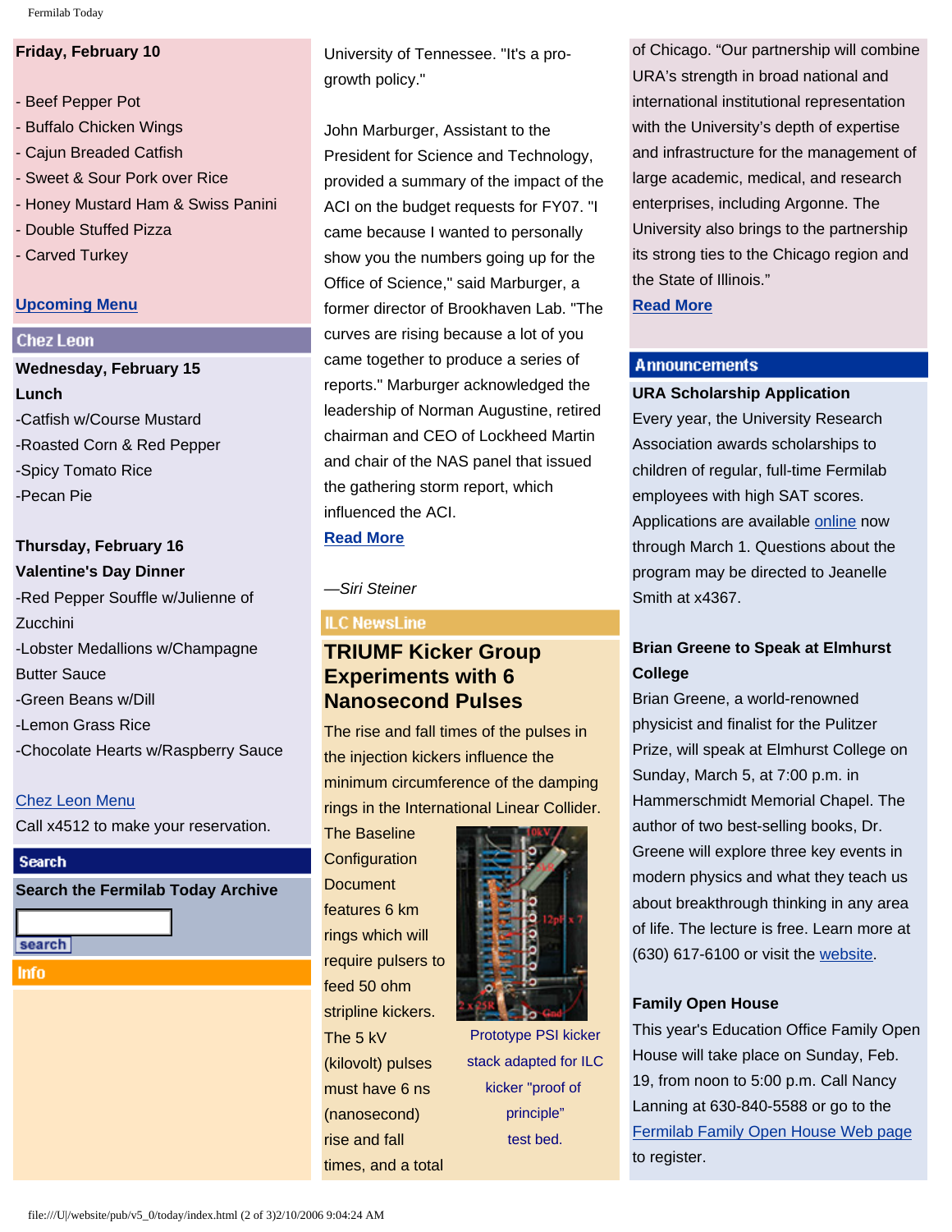**Friday, February 10**

- Beef Pepper Pot
- Buffalo Chicken Wings
- Cajun Breaded Catfish
- Sweet & Sour Pork over Rice
- Honey Mustard Ham & Swiss Panini
- Double Stuffed Pizza
- Carved Turkey

[Upcoming Menu]

## Chez Leon

**Wednesday, February 15**
**Lunch**
-Catfish w/Course Mustard
-Roasted Corn & Red Pepper
-Spicy Tomato Rice
-Pecan Pie

**Thursday, February 16**
**Valentine's Day Dinner**
-Red Pepper Souffle w/Julienne of Zucchini
-Lobster Medallions w/Champagne Butter Sauce
-Green Beans w/Dill
-Lemon Grass Rice
-Chocolate Hearts w/Raspberry Sauce

[Chez Leon Menu]
Call x4512 to make your reservation.

## Search

**Search the Fermilab Today Archive**

search

## Info

University of Tennessee. "It's a pro-growth policy."

John Marburger, Assistant to the President for Science and Technology, provided a summary of the impact of the ACI on the budget requests for FY07. "I came because I wanted to personally show you the numbers going up for the Office of Science," said Marburger, a former director of Brookhaven Lab. "The curves are rising because a lot of you came together to produce a series of reports." Marburger acknowledged the leadership of Norman Augustine, retired chairman and CEO of Lockheed Martin and chair of the NAS panel that issued the gathering storm report, which influenced the ACI.

**[Read More]**

*—Siri Steiner*

## ILC NewsLine

### TRIUMF Kicker Group Experiments with 6 Nanosecond Pulses

The rise and fall times of the pulses in the injection kickers influence the minimum circumference of the damping rings in the International Linear Collider. The Baseline Configuration Document features 6 km rings which will require pulsers to feed 50 ohm stripline kickers. The 5 kV (kilovolt) pulses must have 6 ns (nanosecond) rise and fall times, and a total

Prototype PSI kicker stack adapted for ILC kicker "proof of principle" test bed.

of Chicago. "Our partnership will combine URA's strength in broad national and international institutional representation with the University's depth of expertise and infrastructure for the management of large academic, medical, and research enterprises, including Argonne. The University also brings to the partnership its strong ties to the Chicago region and the State of Illinois."

**[Read More]**

## Announcements

**URA Scholarship Application**
Every year, the University Research Association awards scholarships to children of regular, full-time Fermilab employees with high SAT scores. Applications are available [online] now through March 1. Questions about the program may be directed to Jeanelle Smith at x4367.

**Brian Greene to Speak at Elmhurst College**
Brian Greene, a world-renowned physicist and finalist for the Pulitzer Prize, will speak at Elmhurst College on Sunday, March 5, at 7:00 p.m. in Hammerschmidt Memorial Chapel. The author of two best-selling books, Dr. Greene will explore three key events in modern physics and what they teach us about breakthrough thinking in any area of life. The lecture is free. Learn more at (630) 617-6100 or visit the [website].

**Family Open House**
This year's Education Office Family Open House will take place on Sunday, Feb. 19, from noon to 5:00 p.m. Call Nancy Lanning at 630-840-5588 or go to the [Fermilab Family Open House Web page] to register.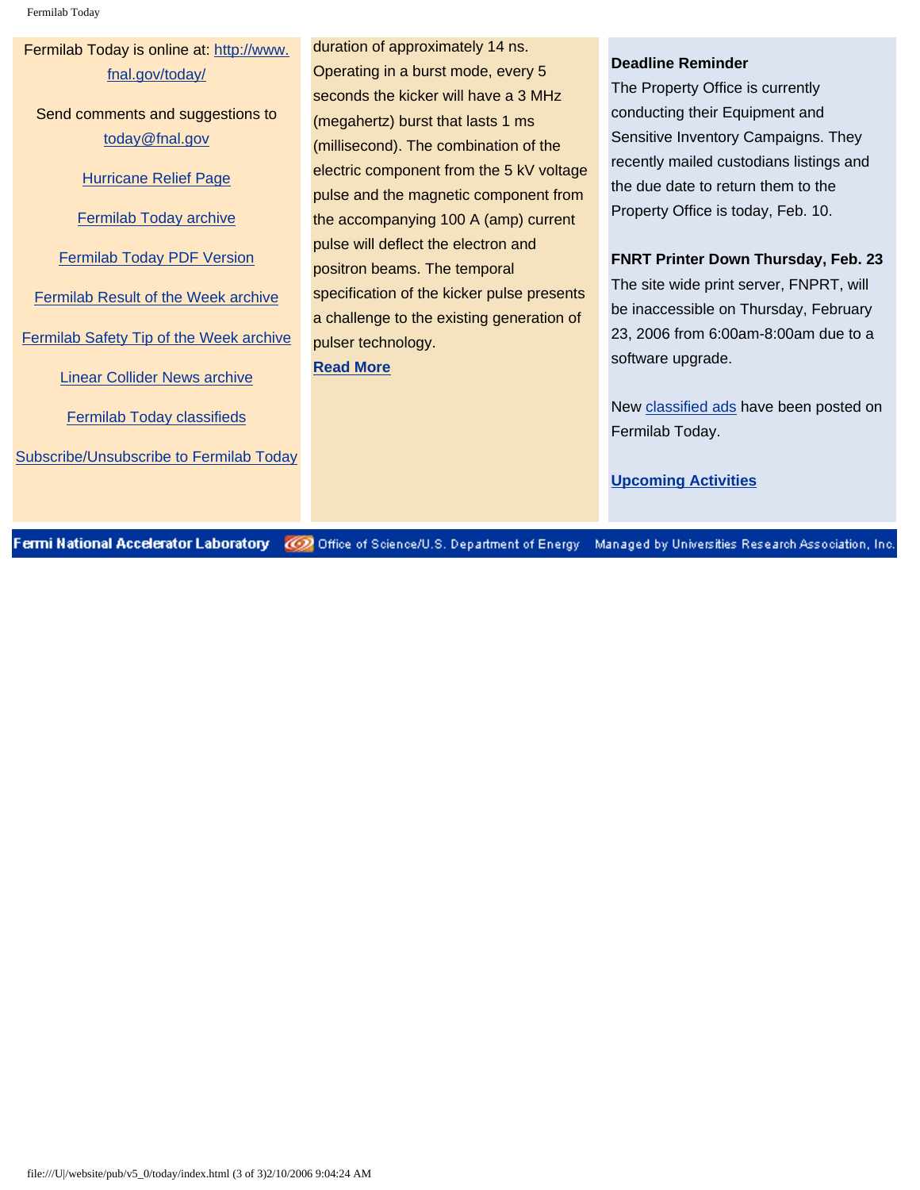Fermilab Today is online at: http://www.fnal.gov/today/

Send comments and suggestions to today@fnal.gov

Hurricane Relief Page

Fermilab Today archive

Fermilab Today PDF Version

Fermilab Result of the Week archive

Fermilab Safety Tip of the Week archive

Linear Collider News archive

Fermilab Today classifieds

Subscribe/Unsubscribe to Fermilab Today

duration of approximately 14 ns. Operating in a burst mode, every 5 seconds the kicker will have a 3 MHz (megahertz) burst that lasts 1 ms (millisecond). The combination of the electric component from the 5 kV voltage pulse and the magnetic component from the accompanying 100 A (amp) current pulse will deflect the electron and positron beams. The temporal specification of the kicker pulse presents a challenge to the existing generation of pulser technology.

**Read More**

**Deadline Reminder**

The Property Office is currently conducting their Equipment and Sensitive Inventory Campaigns. They recently mailed custodians listings and the due date to return them to the Property Office is today, Feb. 10.

**FNRT Printer Down Thursday, Feb. 23**

The site wide print server, FNPRT, will be inaccessible on Thursday, February 23, 2006 from 6:00am-8:00am due to a software upgrade.

New classified ads have been posted on Fermilab Today.

**Upcoming Activities**

Fermi National Accelerator Laboratory | Office of Science/U.S. Department of Energy | Managed by Universities Research Association, Inc.